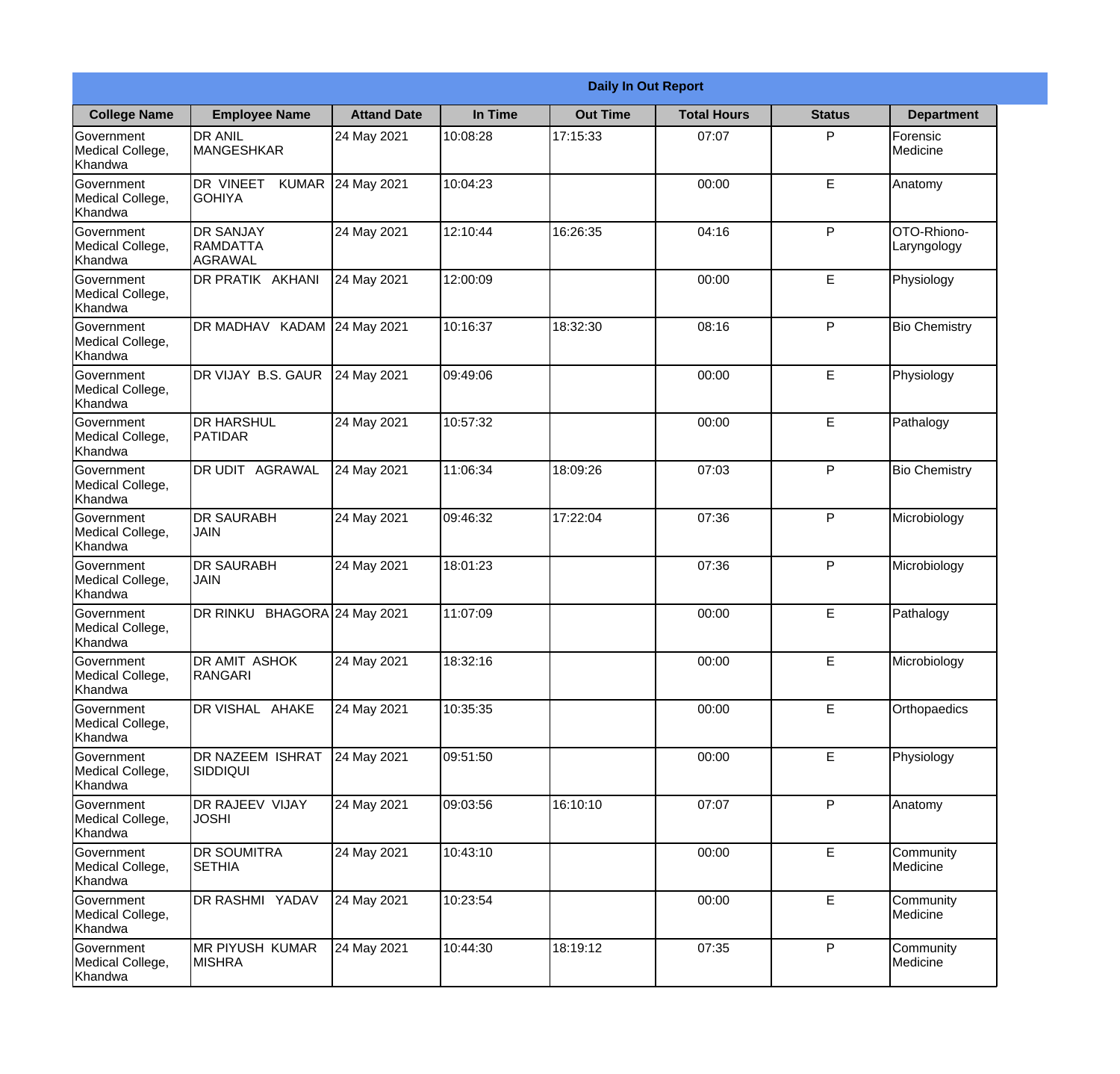| Daily In Out Report | | | | | | | |
|---|---|---|---|---|---|---|---|
| **College Name** | **Employee Name** | **Attand Date** | **In Time** | **Out Time** | **Total Hours** | **Status** | **Department** |
| Government Medical College, Khandwa | DR ANIL MANGESHKAR | 24 May 2021 | 10:08:28 | 17:15:33 | 07:07 | P | Forensic Medicine |
| Government Medical College, Khandwa | DR VINEET KUMAR GOHIYA | 24 May 2021 | 10:04:23 | | 00:00 | E | Anatomy |
| Government Medical College, Khandwa | DR SANJAY RAMDATTA AGRAWAL | 24 May 2021 | 12:10:44 | 16:26:35 | 04:16 | P | OTO-Rhiono-Laryngology |
| Government Medical College, Khandwa | DR PRATIK AKHANI | 24 May 2021 | 12:00:09 | | 00:00 | E | Physiology |
| Government Medical College, Khandwa | DR MADHAV KADAM | 24 May 2021 | 10:16:37 | 18:32:30 | 08:16 | P | Bio Chemistry |
| Government Medical College, Khandwa | DR VIJAY B.S. GAUR | 24 May 2021 | 09:49:06 | | 00:00 | E | Physiology |
| Government Medical College, Khandwa | DR HARSHUL PATIDAR | 24 May 2021 | 10:57:32 | | 00:00 | E | Pathalogy |
| Government Medical College, Khandwa | DR UDIT AGRAWAL | 24 May 2021 | 11:06:34 | 18:09:26 | 07:03 | P | Bio Chemistry |
| Government Medical College, Khandwa | DR SAURABH JAIN | 24 May 2021 | 09:46:32 | 17:22:04 | 07:36 | P | Microbiology |
| Government Medical College, Khandwa | DR SAURABH JAIN | 24 May 2021 | 18:01:23 | | 07:36 | P | Microbiology |
| Government Medical College, Khandwa | DR RINKU BHAGORA | 24 May 2021 | 11:07:09 | | 00:00 | E | Pathalogy |
| Government Medical College, Khandwa | DR AMIT ASHOK RANGARI | 24 May 2021 | 18:32:16 | | 00:00 | E | Microbiology |
| Government Medical College, Khandwa | DR VISHAL AHAKE | 24 May 2021 | 10:35:35 | | 00:00 | E | Orthopaedics |
| Government Medical College, Khandwa | DR NAZEEM ISHRAT SIDDIQUI | 24 May 2021 | 09:51:50 | | 00:00 | E | Physiology |
| Government Medical College, Khandwa | DR RAJEEV VIJAY JOSHI | 24 May 2021 | 09:03:56 | 16:10:10 | 07:07 | P | Anatomy |
| Government Medical College, Khandwa | DR SOUMITRA SETHIA | 24 May 2021 | 10:43:10 | | 00:00 | E | Community Medicine |
| Government Medical College, Khandwa | DR RASHMI YADAV | 24 May 2021 | 10:23:54 | | 00:00 | E | Community Medicine |
| Government Medical College, Khandwa | MR PIYUSH KUMAR MISHRA | 24 May 2021 | 10:44:30 | 18:19:12 | 07:35 | P | Community Medicine |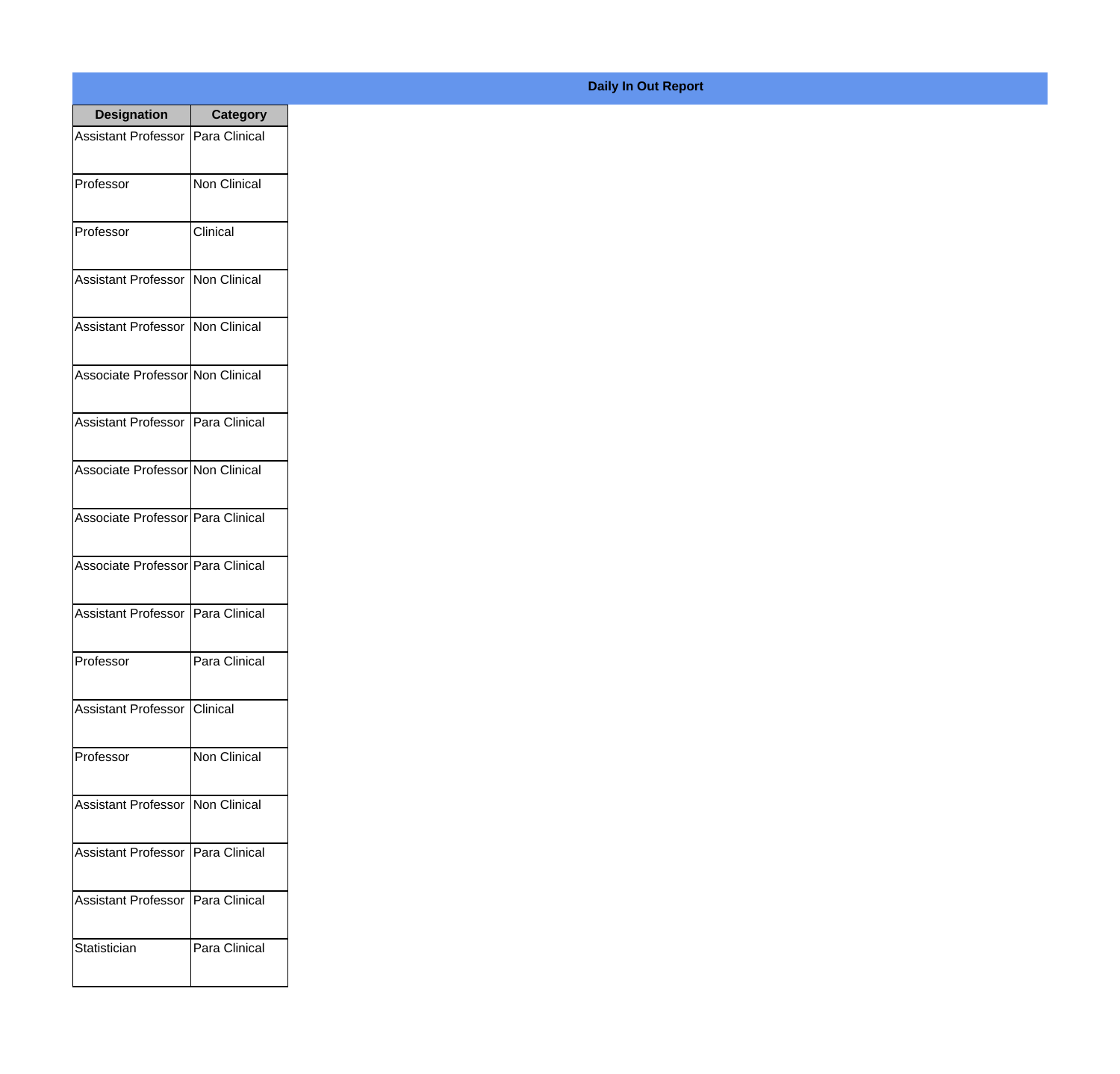**Daily In Out Report**

| Designation | Category |
|---|---|
| Assistant Professor | Para Clinical |
| Professor | Non Clinical |
| Professor | Clinical |
| Assistant Professor | Non Clinical |
| Assistant Professor | Non Clinical |
| Associate Professor | Non Clinical |
| Assistant Professor | Para Clinical |
| Associate Professor | Non Clinical |
| Associate Professor | Para Clinical |
| Associate Professor | Para Clinical |
| Assistant Professor | Para Clinical |
| Professor | Para Clinical |
| Assistant Professor | Clinical |
| Professor | Non Clinical |
| Assistant Professor | Non Clinical |
| Assistant Professor | Para Clinical |
| Assistant Professor | Para Clinical |
| Statistician | Para Clinical |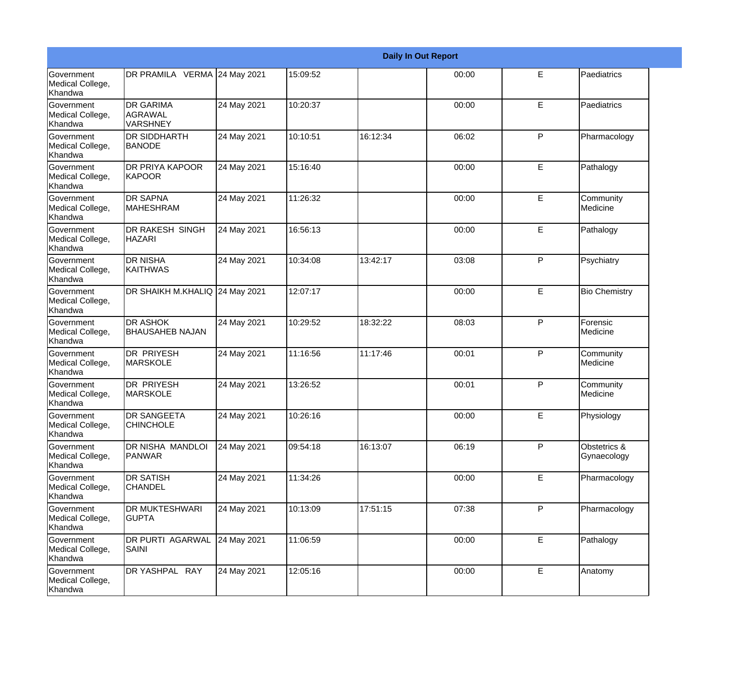| Daily In Out Report | | | | | | | |
|---|---|---|---|---|---|---|---|
| Government Medical College, Khandwa | DR PRAMILA VERMA | 24 May 2021 | 15:09:52 | | 00:00 | E | Paediatrics |
| Government Medical College, Khandwa | DR GARIMA AGRAWAL VARSHNEY | 24 May 2021 | 10:20:37 | | 00:00 | E | Paediatrics |
| Government Medical College, Khandwa | DR SIDDHARTH BANODE | 24 May 2021 | 10:10:51 | 16:12:34 | 06:02 | P | Pharmacology |
| Government Medical College, Khandwa | DR PRIYA KAPOOR KAPOOR | 24 May 2021 | 15:16:40 | | 00:00 | E | Pathalogy |
| Government Medical College, Khandwa | DR SAPNA MAHESHRAM | 24 May 2021 | 11:26:32 | | 00:00 | E | Community Medicine |
| Government Medical College, Khandwa | DR RAKESH SINGH HAZARI | 24 May 2021 | 16:56:13 | | 00:00 | E | Pathalogy |
| Government Medical College, Khandwa | DR NISHA KAITHWAS | 24 May 2021 | 10:34:08 | 13:42:17 | 03:08 | P | Psychiatry |
| Government Medical College, Khandwa | DR SHAIKH M.KHALIQ | 24 May 2021 | 12:07:17 | | 00:00 | E | Bio Chemistry |
| Government Medical College, Khandwa | DR ASHOK BHAUSAHEB NAJAN | 24 May 2021 | 10:29:52 | 18:32:22 | 08:03 | P | Forensic Medicine |
| Government Medical College, Khandwa | DR PRIYESH MARSKOLE | 24 May 2021 | 11:16:56 | 11:17:46 | 00:01 | P | Community Medicine |
| Government Medical College, Khandwa | DR PRIYESH MARSKOLE | 24 May 2021 | 13:26:52 | | 00:01 | P | Community Medicine |
| Government Medical College, Khandwa | DR SANGEETA CHINCHOLE | 24 May 2021 | 10:26:16 | | 00:00 | E | Physiology |
| Government Medical College, Khandwa | DR NISHA MANDLOI PANWAR | 24 May 2021 | 09:54:18 | 16:13:07 | 06:19 | P | Obstetrics & Gynaecology |
| Government Medical College, Khandwa | DR SATISH CHANDEL | 24 May 2021 | 11:34:26 | | 00:00 | E | Pharmacology |
| Government Medical College, Khandwa | DR MUKTESHWARI GUPTA | 24 May 2021 | 10:13:09 | 17:51:15 | 07:38 | P | Pharmacology |
| Government Medical College, Khandwa | DR PURTI AGARWAL SAINI | 24 May 2021 | 11:06:59 | | 00:00 | E | Pathalogy |
| Government Medical College, Khandwa | DR YASHPAL RAY | 24 May 2021 | 12:05:16 | | 00:00 | E | Anatomy |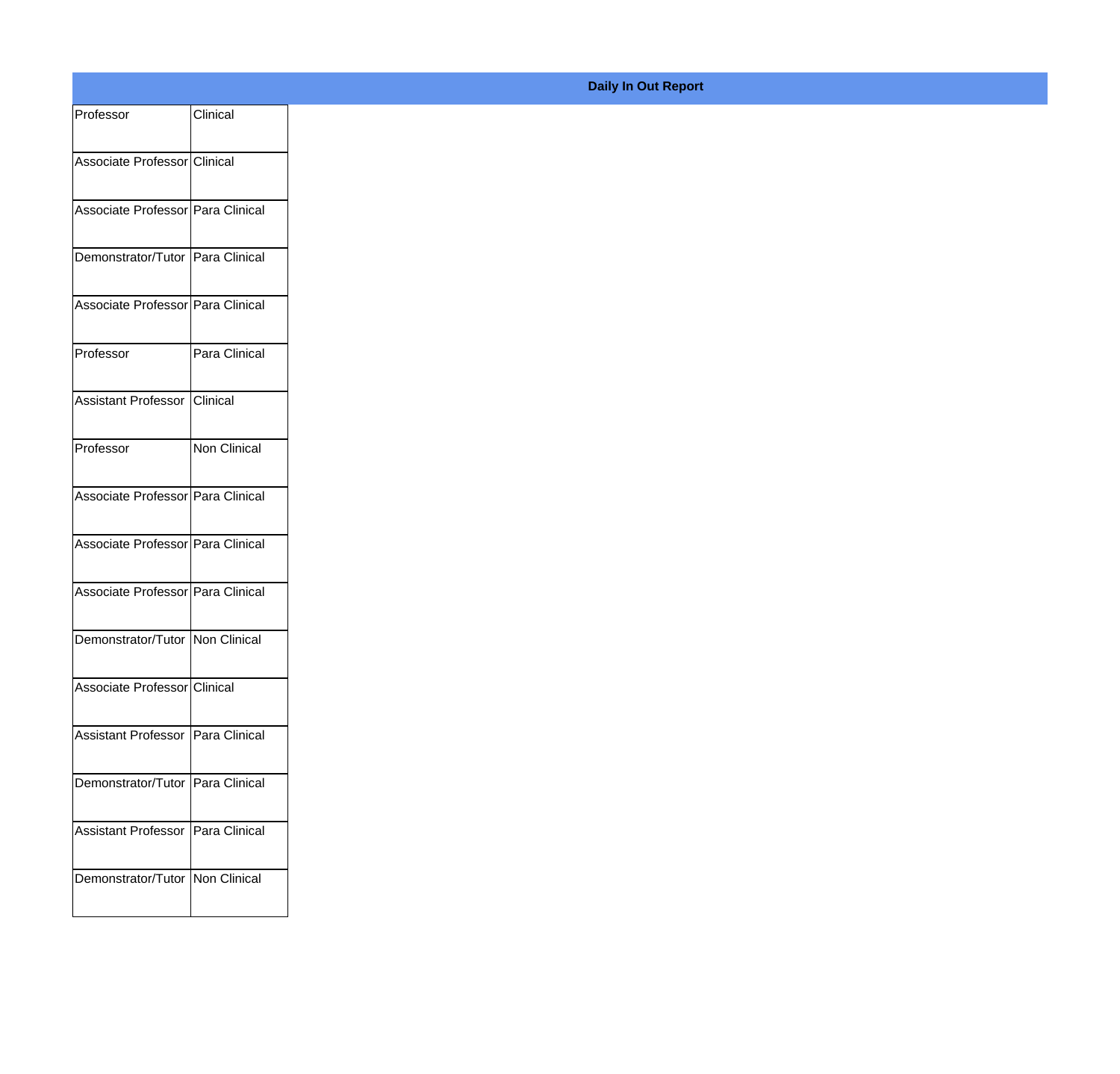**Daily In Out Report**

| | |
|---|---|
| Professor | Clinical |
| Associate Professor | Clinical |
| Associate Professor | Para Clinical |
| Demonstrator/Tutor | Para Clinical |
| Associate Professor | Para Clinical |
| Professor | Para Clinical |
| Assistant Professor | Clinical |
| Professor | Non Clinical |
| Associate Professor | Para Clinical |
| Associate Professor | Para Clinical |
| Associate Professor | Para Clinical |
| Demonstrator/Tutor | Non Clinical |
| Associate Professor | Clinical |
| Assistant Professor | Para Clinical |
| Demonstrator/Tutor | Para Clinical |
| Assistant Professor | Para Clinical |
| Demonstrator/Tutor | Non Clinical |